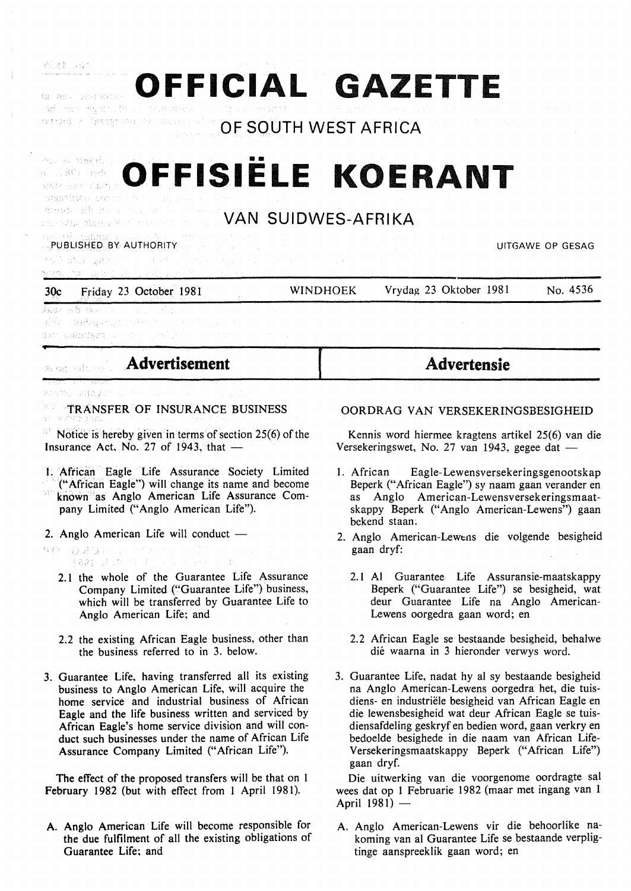# OFFICIAL GAZETTE

## OF SOUTH WEST AFRICA

# OFFISIËLE KOERANT

## VAN SUIDWES-AFRIKA

PUBLISHED BY AUTHORITY — UITGAWE OP GESAG

30c Friday 23 October 1981 — WINDHOEK — Vrydag 23 Oktober 1981 — No. 4536

## Advertisement

### TRANSFER OF INSURANCE BUSINESS

Notice is hereby given in terms of section 25(6) of the Insurance Act, No. 27 of 1943, that —

1. African Eagle Life Assurance Society Limited ("African Eagle") will change its name and become known as Anglo American Life Assurance Company Limited ("Anglo American Life").

2. Anglo American Life will conduct —

   2.1 the whole of the Guarantee Life Assurance Company Limited ("Guarantee Life") business, which will be transferred by Guarantee Life to Anglo American Life; and

   2.2 the existing African Eagle business, other than the business referred to in 3. below.

3. Guarantee Life, having transferred all its existing business to Anglo American Life, will acquire the home service and industrial business of African Eagle and the life business written and serviced by African Eagle's home service division and will conduct such businesses under the name of African Life Assurance Company Limited ("African Life").

The effect of the proposed transfers will be that on 1 February 1982 (but with effect from 1 April 1981).

A. Anglo American Life will become responsible for the due fulfilment of all the existing obligations of Guarantee Life; and

## Advertensie

### OORDRAG VAN VERSEKERINGSBESIGHEID

Kennis word hiermee kragtens artikel 25(6) van die Versekeringswet, No. 27 van 1943, gegee dat —

1. African Eagle-Lewensversekeringsgenootskap Beperk ("African Eagle") sy naam gaan verander en as Anglo American-Lewensversekeringsmaatskappy Beperk ("Anglo American-Lewens") gaan bekend staan.

2. Anglo American-Lewens die volgende besigheid gaan dryf:

   2.1 Al Guarantee Life Assuransie-maatskappy Beperk ("Guarantee Life") se besigheid, wat deur Guarantee Life na Anglo American-Lewens oorgedra gaan word; en

   2.2 African Eagle se bestaande besigheid, behalwe dié waarna in 3 hieronder verwys word.

3. Guarantee Life, nadat hy al sy bestaande besigheid na Anglo American-Lewens oorgedra het, die tuisdiens- en industriële besigheid van African Eagle en die lewensbesigheid wat deur African Eagle se tuisdiensafdeling geskryf en bedien word, gaan verkry en bedoelde besighede in die naam van African Life-Versekeringsmaatskappy Beperk ("African Life") gaan dryf.

Die uitwerking van die voorgenome oordragte sal wees dat op 1 Februarie 1982 (maar met ingang van 1 April 1981) —

A. Anglo American-Lewens vir die behoorlike nakoming van al Guarantee Life se bestaande verpligtinge aanspreeklik gaan word; en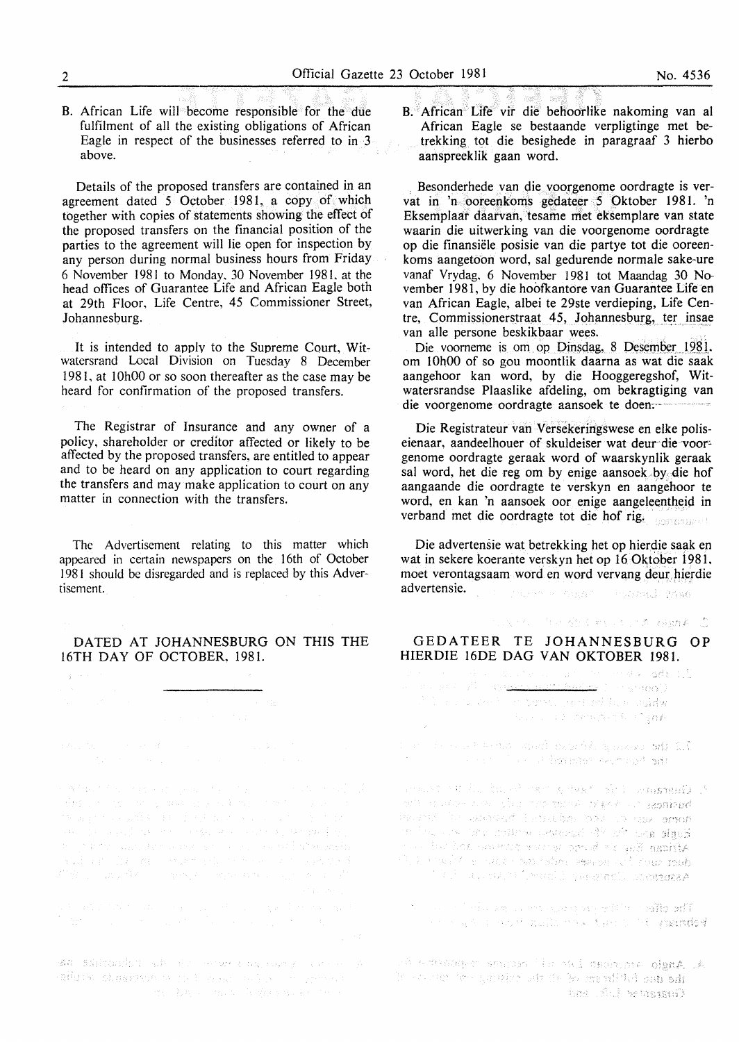B. African Life will become responsible for the due fulfilment of all the existing obligations of African Eagle in respect of the businesses referred to in 3 above.

Details of the proposed transfers are contained in an agreement dated 5 October 1981, a copy of which together with copies of statements showing the effect of the proposed transfers on the financial position of the parties to the agreement will lie open for inspection by any person during normal business hours from Friday 6 November 1981 to Monday, 30 November 1981, at the head offices of Guarantee Life and African Eagle both at 29th Floor, Life Centre, 45 Commissioner Street, Johannesburg.

It is intended to apply to the Supreme Court, Witwatersrand Local Division on Tuesday 8 December 1981, at 10h00 or so soon thereafter as the case may be heard for confirmation of the proposed transfers.

The Registrar of Insurance and any owner of a policy, shareholder or creditor affected or likely to be affected by the proposed transfers, are entitled to appear and to be heard on any application to court regarding the transfers and may make application to court on any matter in connection with the transfers.

The Advertisement relating to this matter which appeared in certain newspapers on the 16th of October 1981 should be disregarded and is replaced by this Advertisement.

DATED AT JOHANNESBURG ON THIS THE 16TH DAY OF OCTOBER, 1981.

---

B. African Life vir die behoorlike nakoming van al African Eagle se bestaande verpligtinge met betrekking tot die besighede in paragraaf 3 hierbo aanspreeklik gaan word.

Besonderhede van die voorgenome oordragte is vervat in 'n ooreenkoms gedateer 5 Oktober 1981. 'n Eksemplaar daarvan, tesame met eksemplare van state waarin die uitwerking van die voorgenome oordragte op die finansiële posisie van die partye tot die ooreenkoms aangetoon word, sal gedurende normale sake-ure vanaf Vrydag, 6 November 1981 tot Maandag 30 November 1981, by die hoofkantore van Guarantee Life en van African Eagle, albei te 29ste verdieping, Life Centre, Commissionerstraat 45, Johannesburg, ter insae van alle persone beskikbaar wees.

Die voorneme is om op Dinsdag, 8 Desember 1981, om 10h00 of so gou moontlik daarna as wat die saak aangehoor kan word, by die Hooggeregshof, Witwatersrandse Plaaslike afdeling, om bekragtiging van die voorgenome oordragte aansoek te doen.

Die Registrateur van Versekeringswese en elke poliseienaar, aandeelhouer of skuldeiser wat deur die voorgenome oordragte geraak word of waarskynlik geraak sal word, het die reg om by enige aansoek by die hof aangaande die oordragte te verskyn en aangehoor te word, en kan 'n aansoek oor enige aangeleentheid in verband met die oordragte tot die hof rig.

Die advertensie wat betrekking het op hierdie saak en wat in sekere koerante verskyn het op 16 Oktober 1981, moet verontagsaam word en word vervang deur hierdie advertensie.

GEDATEER TE JOHANNESBURG OP HIERDIE 16DE DAG VAN OKTOBER 1981.